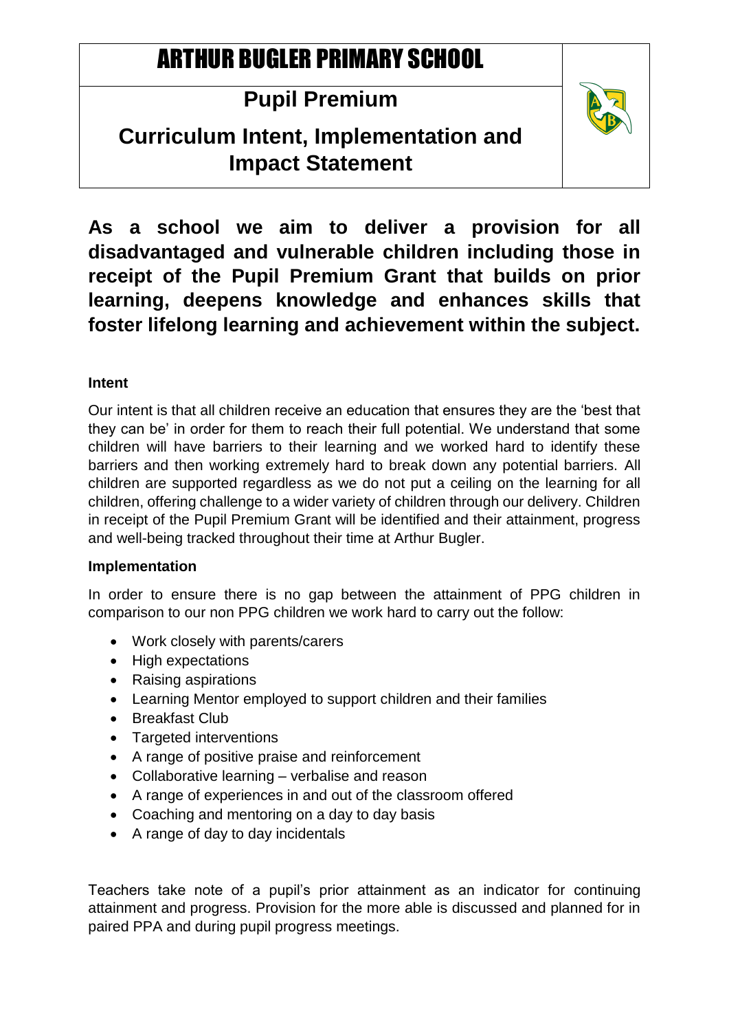# ARTHUR BUGLER PRIMARY SCHOOL

## Pupil Premium

## Curriculum Intent, Implementation and Impact Statement

**As a school we aim to deliver a provision for all disadvantaged and vulnerable children including those in receipt of the Pupil Premium Grant that builds on prior learning, deepens knowledge and enhances skills that foster lifelong learning and achievement within the subject.**

**Intent**

Our intent is that all children receive an education that ensures they are the 'best that they can be' in order for them to reach their full potential. We understand that some children will have barriers to their learning and we worked hard to identify these barriers and then working extremely hard to break down any potential barriers. All children are supported regardless as we do not put a ceiling on the learning for all children, offering challenge to a wider variety of children through our delivery. Children in receipt of the Pupil Premium Grant will be identified and their attainment, progress and well-being tracked throughout their time at Arthur Bugler.

**Implementation**

In order to ensure there is no gap between the attainment of PPG children in comparison to our non PPG children we work hard to carry out the follow:

- Work closely with parents/carers
- High expectations
- Raising aspirations
- Learning Mentor employed to support children and their families
- Breakfast Club
- Targeted interventions
- A range of positive praise and reinforcement
- Collaborative learning – verbalise and reason
- A range of experiences in and out of the classroom offered
- Coaching and mentoring on a day to day basis
- A range of day to day incidentals

Teachers take note of a pupil's prior attainment as an indicator for continuing attainment and progress. Provision for the more able is discussed and planned for in paired PPA and during pupil progress meetings.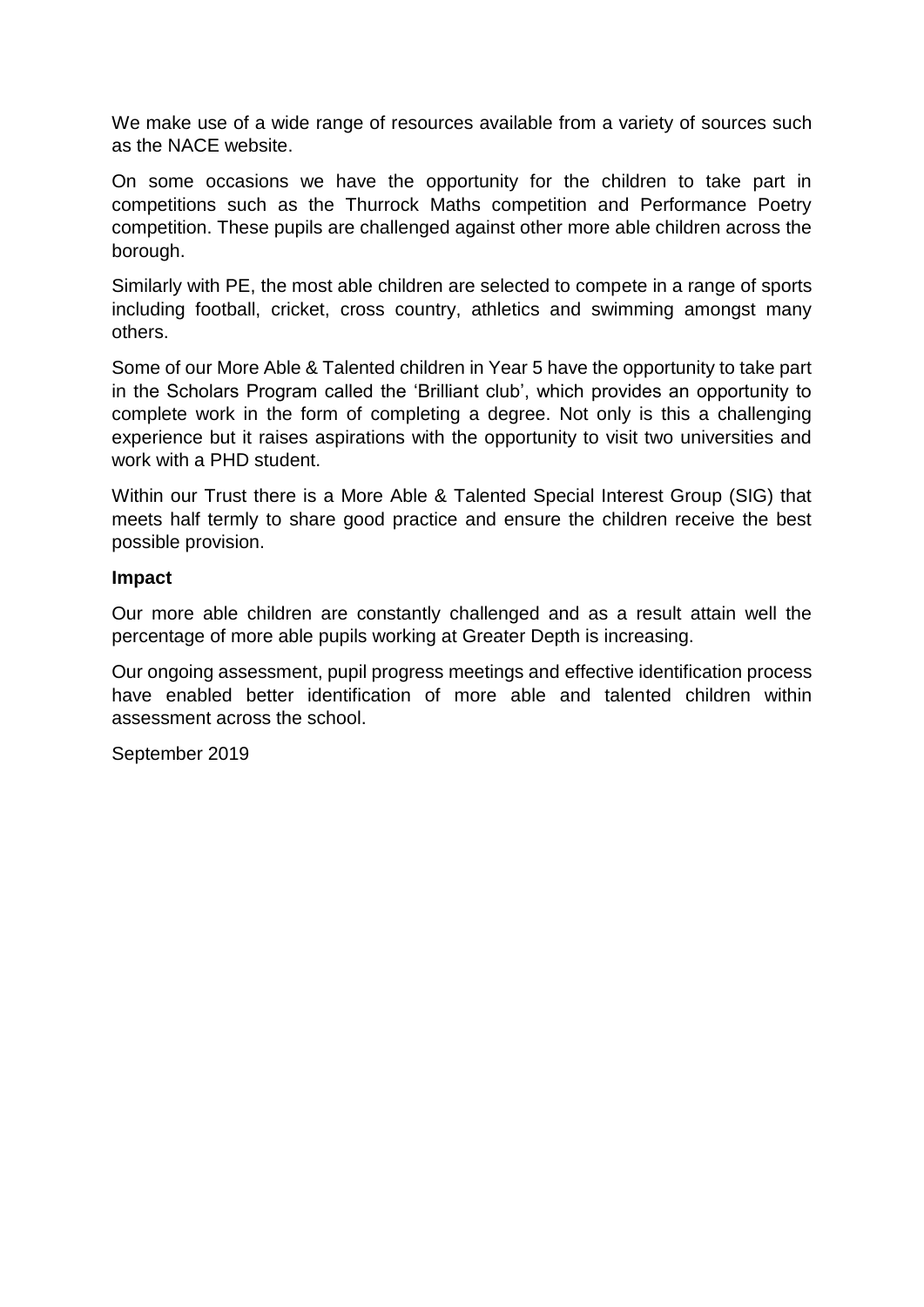We make use of a wide range of resources available from a variety of sources such as the NACE website.

On some occasions we have the opportunity for the children to take part in competitions such as the Thurrock Maths competition and Performance Poetry competition. These pupils are challenged against other more able children across the borough.

Similarly with PE, the most able children are selected to compete in a range of sports including football, cricket, cross country, athletics and swimming amongst many others.

Some of our More Able & Talented children in Year 5 have the opportunity to take part in the Scholars Program called the 'Brilliant club', which provides an opportunity to complete work in the form of completing a degree. Not only is this a challenging experience but it raises aspirations with the opportunity to visit two universities and work with a PHD student.

Within our Trust there is a More Able & Talented Special Interest Group (SIG) that meets half termly to share good practice and ensure the children receive the best possible provision.

**Impact**

Our more able children are constantly challenged and as a result attain well the percentage of more able pupils working at Greater Depth is increasing.

Our ongoing assessment, pupil progress meetings and effective identification process have enabled better identification of more able and talented children within assessment across the school.

September 2019